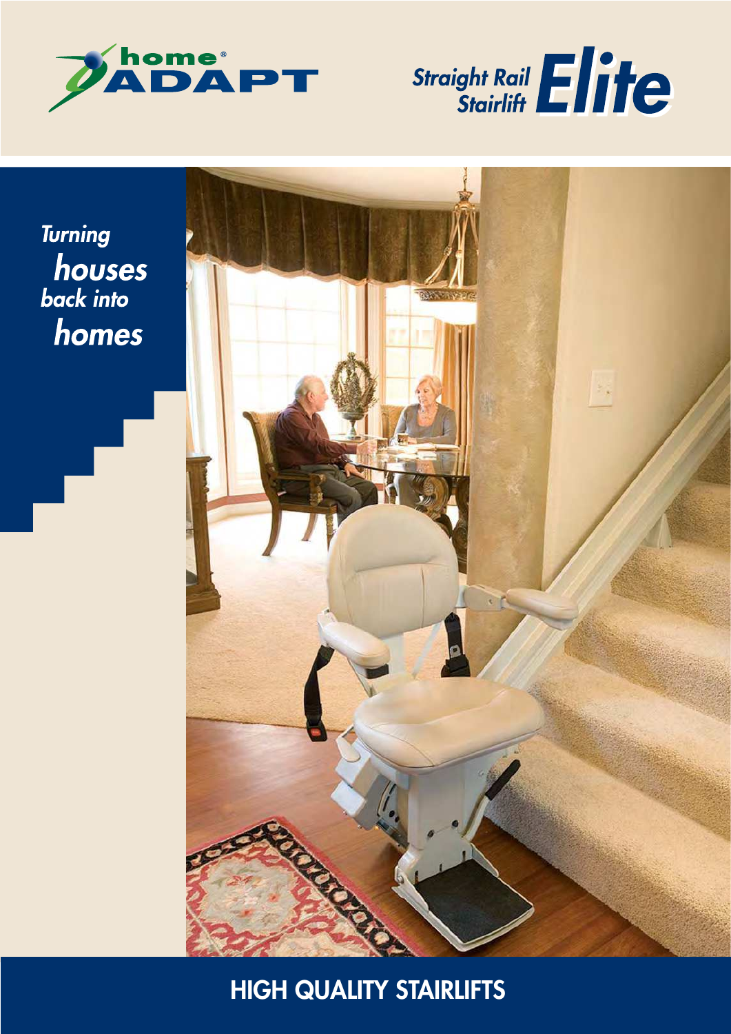home ADAPT

# Straight Rail Stairlift Elite

*Turning houses back into homes*

## HIGH QUALITY STAIRLIFTS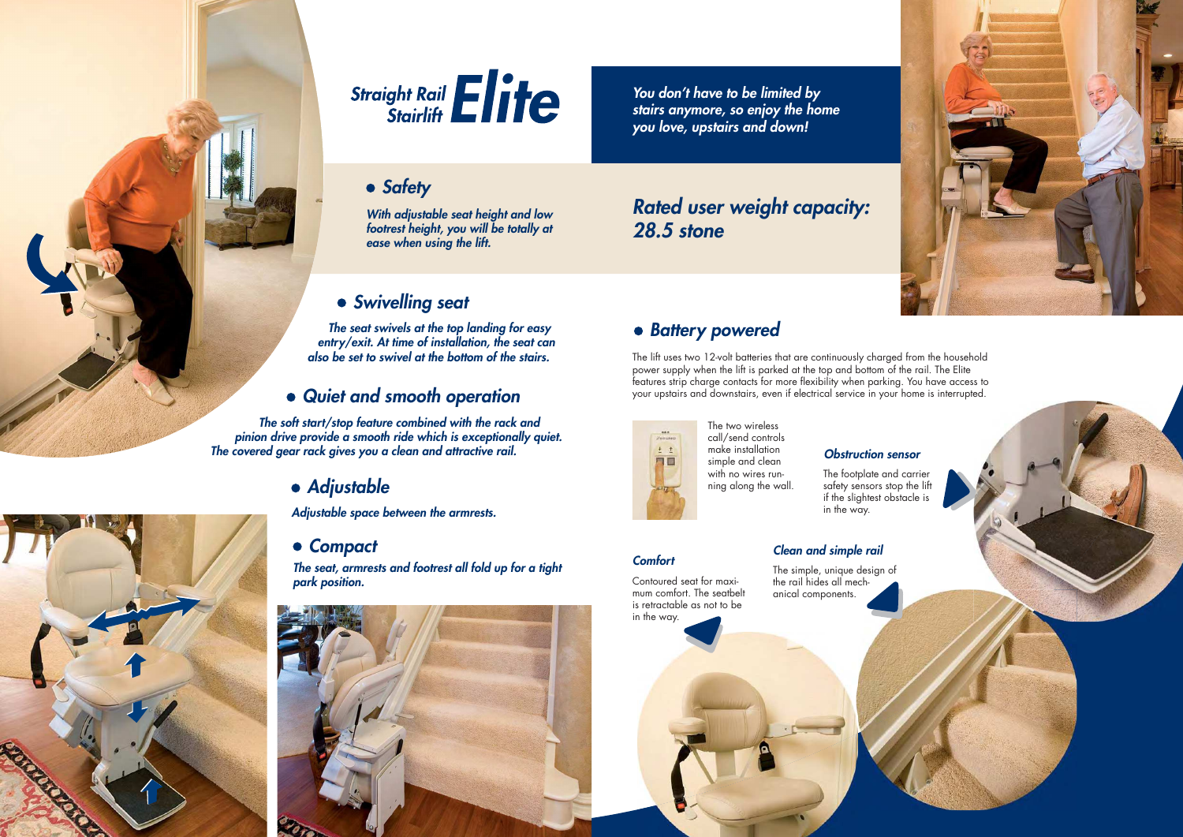# Straight Rail Stairlift *Elite*

*You don't have to be limited by stairs anymore, so enjoy the home you love, upstairs and down!*

## Safety

*With adjustable seat height and low footrest height, you will be totally at ease when using the lift.*

## *Rated user weight capacity: 28.5 stone*

## Swivelling seat

*The seat swivels at the top landing for easy entry/exit. At time of installation, the seat can also be set to swivel at the bottom of the stairs.*

## Quiet and smooth operation

*The soft start/stop feature combined with the rack and pinion drive provide a smooth ride which is exceptionally quiet. The covered gear rack gives you a clean and attractive rail.*

## Adjustable

*Adjustable space between the armrests.*

## Compact

*The seat, armrests and footrest all fold up for a tight park position.*

## Battery powered

The lift uses two 12-volt batteries that are continuously charged from the household power supply when the lift is parked at the top and bottom of the rail. The Elite features strip charge contacts for more flexibility when parking. You have access to your upstairs and downstairs, even if electrical service in your home is interrupted.

The two wireless call/send controls make installation simple and clean with no wires running along the wall.

### *Obstruction sensor*

The footplate and carrier safety sensors stop the lift if the slightest obstacle is in the way.

### *Clean and simple rail*

The simple, unique design of the rail hides all mechanical components.

### *Comfort*

Contoured seat for maximum comfort. The seatbelt is retractable as not to be in the way.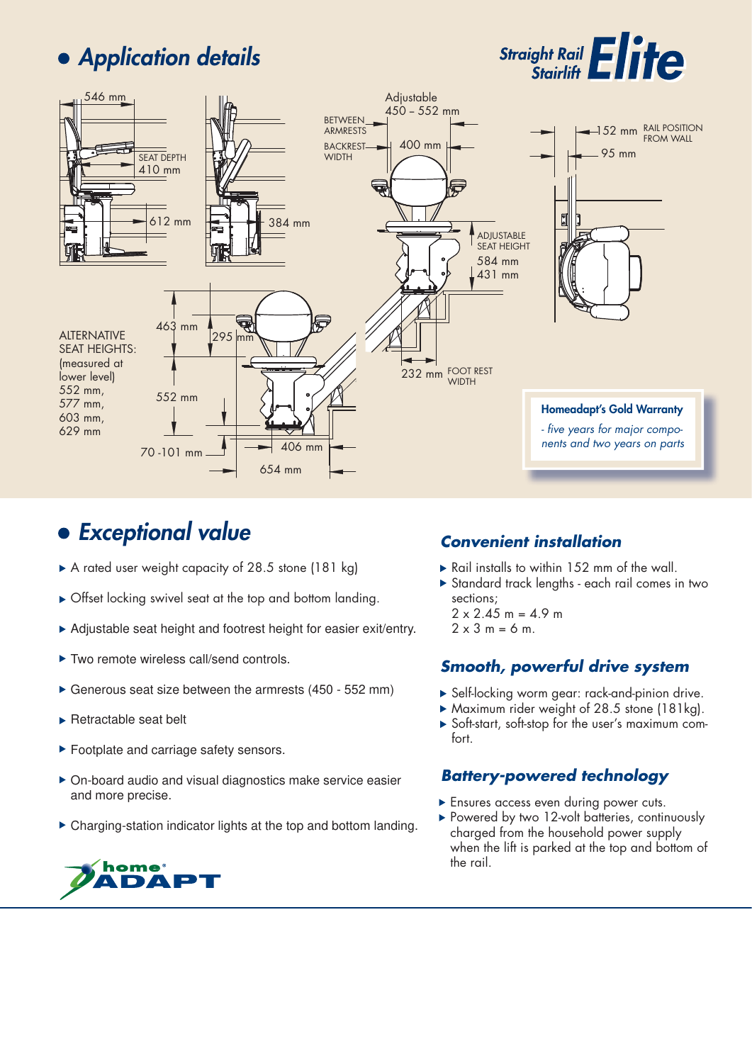# Application details

Straight Rail Stairlift **Elite**

546 mm

SEAT DEPTH
410 mm

612 mm

384 mm

Adjustable
450 – 552 mm

BETWEEN ARMRESTS

BACKREST WIDTH

400 mm

152 mm RAIL POSITION FROM WALL

95 mm

ADJUSTABLE SEAT HEIGHT
584 mm
431 mm

232 mm FOOT REST WIDTH

ALTERNATIVE SEAT HEIGHTS:
(measured at lower level)
552 mm,
577 mm,
603 mm,
629 mm

463 mm

295 mm

552 mm

70 -101 mm

406 mm

654 mm

**Homeadapt's Gold Warranty**

*- five years for major components and two years on parts*

## Exceptional value

- A rated user weight capacity of 28.5 stone (181 kg)
- Offset locking swivel seat at the top and bottom landing.
- Adjustable seat height and footrest height for easier exit/entry.
- Two remote wireless call/send controls.
- Generous seat size between the armrests (450 - 552 mm)
- Retractable seat belt
- Footplate and carriage safety sensors.
- On-board audio and visual diagnostics make service easier and more precise.
- Charging-station indicator lights at the top and bottom landing.

### Convenient installation

- Rail installs to within 152 mm of the wall.
- Standard track lengths - each rail comes in two sections;
  2 x 2.45 m = 4.9 m
  2 x 3 m = 6 m.

### Smooth, powerful drive system

- Self-locking worm gear: rack-and-pinion drive.
- Maximum rider weight of 28.5 stone (181kg).
- Soft-start, soft-stop for the user's maximum comfort.

### Battery-powered technology

- Ensures access even during power cuts.
- Powered by two 12-volt batteries, continuously charged from the household power supply when the lift is parked at the top and bottom of the rail.

home ADAPT